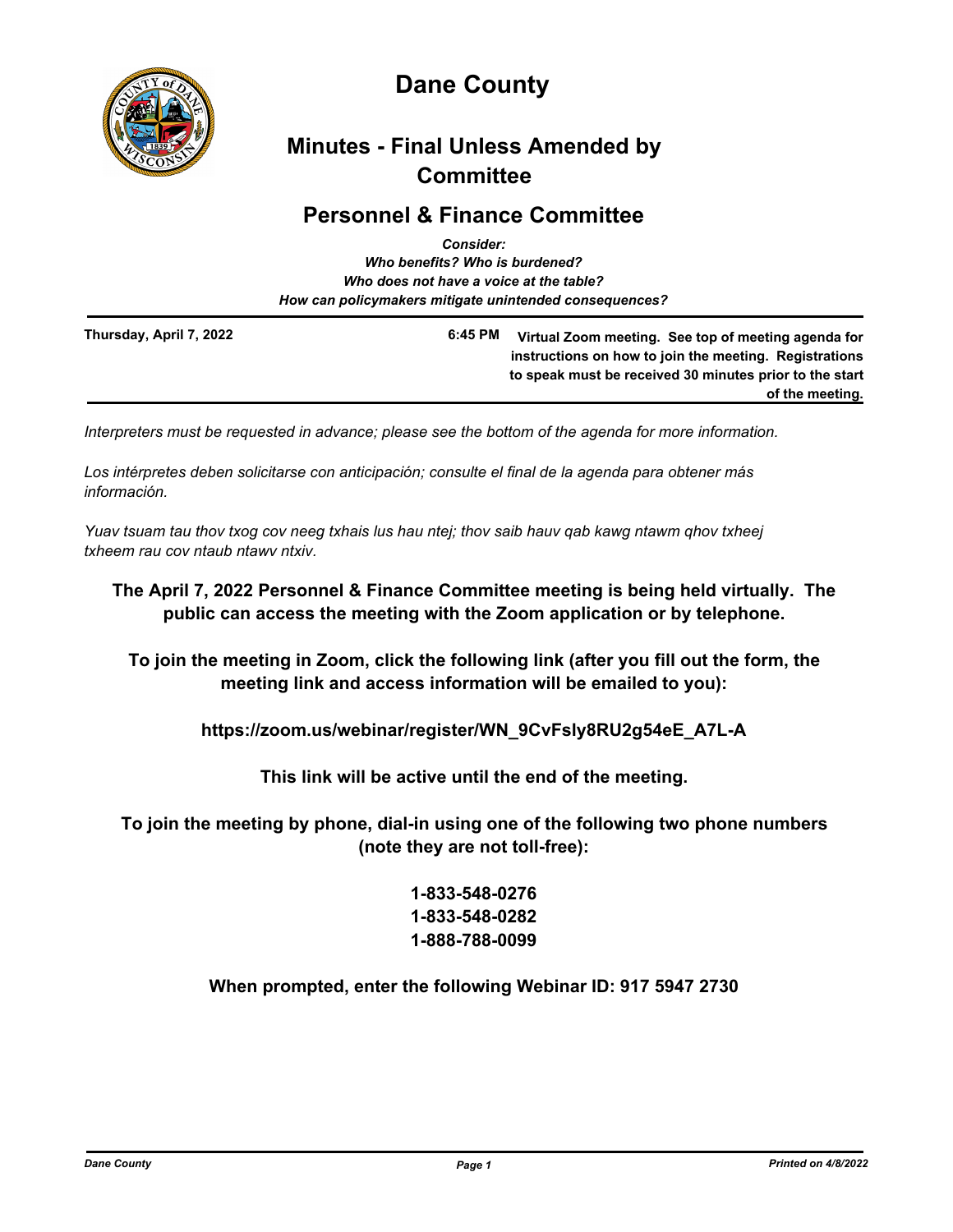# Dane County

## Minutes - Final Unless Amended by Committee

## Personnel & Finance Committee

*Consider:*
*Who benefits? Who is burdened?*
*Who does not have a voice at the table?*
*How can policymakers mitigate unintended consequences?*

**Thursday, April 7, 2022** **6:45 PM** **Virtual Zoom meeting. See top of meeting agenda for instructions on how to join the meeting. Registrations to speak must be received 30 minutes prior to the start of the meeting.**

*Interpreters must be requested in advance; please see the bottom of the agenda for more information.*

*Los intérpretes deben solicitarse con anticipación; consulte el final de la agenda para obtener más información.*

*Yuav tsuam tau thov txog cov neeg txhais lus hau ntej; thov saib hauv qab kawg ntawm qhov txheej txheem rau cov ntaub ntawv ntxiv.*

**The April 7, 2022 Personnel & Finance Committee meeting is being held virtually. The public can access the meeting with the Zoom application or by telephone.**

**To join the meeting in Zoom, click the following link (after you fill out the form, the meeting link and access information will be emailed to you):**

**https://zoom.us/webinar/register/WN_9CvFsly8RU2g54eE_A7L-A**

**This link will be active until the end of the meeting.**

**To join the meeting by phone, dial-in using one of the following two phone numbers (note they are not toll-free):**

**1-833-548-0276**
**1-833-548-0282**
**1-888-788-0099**

**When prompted, enter the following Webinar ID: 917 5947 2730**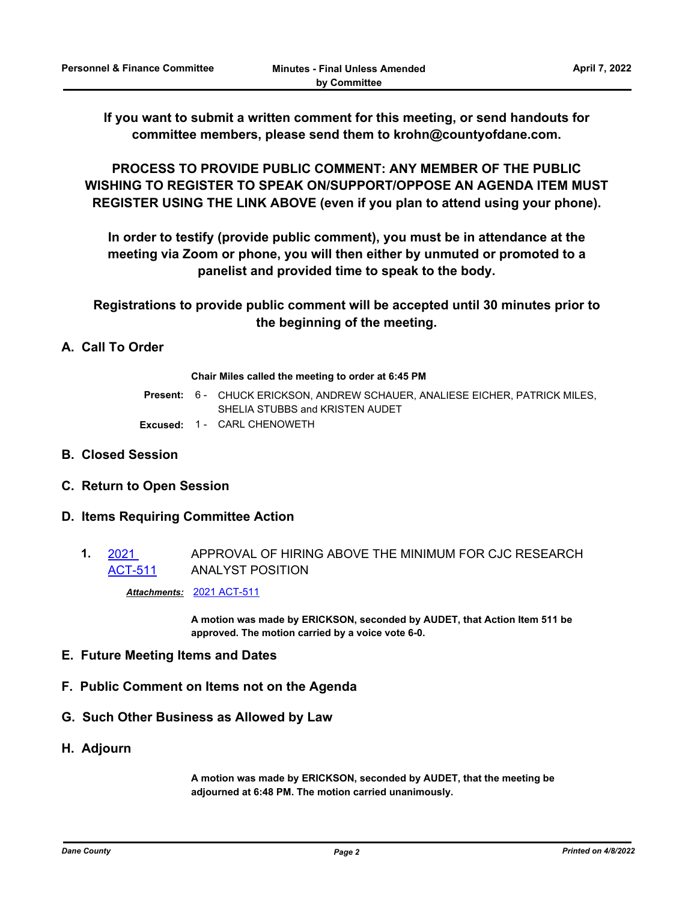**If you want to submit a written comment for this meeting, or send handouts for committee members, please send them to krohn@countyofdane.com.**

**PROCESS TO PROVIDE PUBLIC COMMENT: ANY MEMBER OF THE PUBLIC WISHING TO REGISTER TO SPEAK ON/SUPPORT/OPPOSE AN AGENDA ITEM MUST REGISTER USING THE LINK ABOVE (even if you plan to attend using your phone).**

**In order to testify (provide public comment), you must be in attendance at the meeting via Zoom or phone, you will then either by unmuted or promoted to a panelist and provided time to speak to the body.**

**Registrations to provide public comment will be accepted until 30 minutes prior to the beginning of the meeting.**

## A. Call To Order

**Chair Miles called the meeting to order at 6:45 PM**

**Present:** 6 - CHUCK ERICKSON, ANDREW SCHAUER, ANALIESE EICHER, PATRICK MILES, SHELIA STUBBS and KRISTEN AUDET

**Excused:** 1 - CARL CHENOWETH

## B. Closed Session

## C. Return to Open Session

## D. Items Requiring Committee Action

**1.** 2021 ACT-511 APPROVAL OF HIRING ABOVE THE MINIMUM FOR CJC RESEARCH ANALYST POSITION

***Attachments:*** 2021 ACT-511

**A motion was made by ERICKSON, seconded by AUDET, that Action Item 511 be approved. The motion carried by a voice vote 6-0.**

## E. Future Meeting Items and Dates

## F. Public Comment on Items not on the Agenda

## G. Such Other Business as Allowed by Law

## H. Adjourn

**A motion was made by ERICKSON, seconded by AUDET, that the meeting be adjourned at 6:48 PM. The motion carried unanimously.**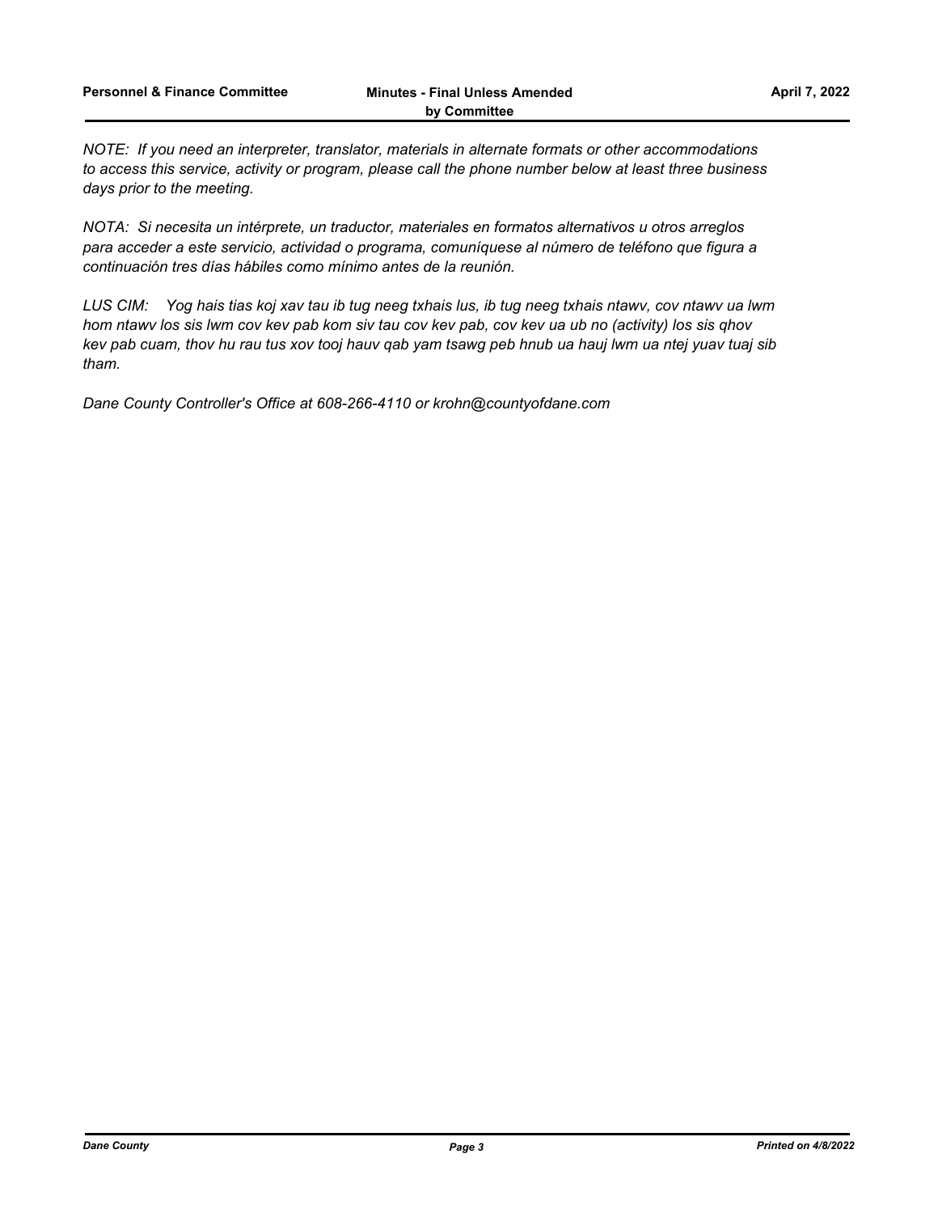*NOTE: If you need an interpreter, translator, materials in alternate formats or other accommodations to access this service, activity or program, please call the phone number below at least three business days prior to the meeting.*

*NOTA: Si necesita un intérprete, un traductor, materiales en formatos alternativos u otros arreglos para acceder a este servicio, actividad o programa, comuníquese al número de teléfono que figura a continuación tres días hábiles como mínimo antes de la reunión.*

*LUS CIM: Yog hais tias koj xav tau ib tug neeg txhais lus, ib tug neeg txhais ntawv, cov ntawv ua lwm hom ntawv los sis lwm cov kev pab kom siv tau cov kev pab, cov kev ua ub no (activity) los sis qhov kev pab cuam, thov hu rau tus xov tooj hauv qab yam tsawg peb hnub ua hauj lwm ua ntej yuav tuaj sib tham.*

*Dane County Controller's Office at 608-266-4110 or krohn@countyofdane.com*